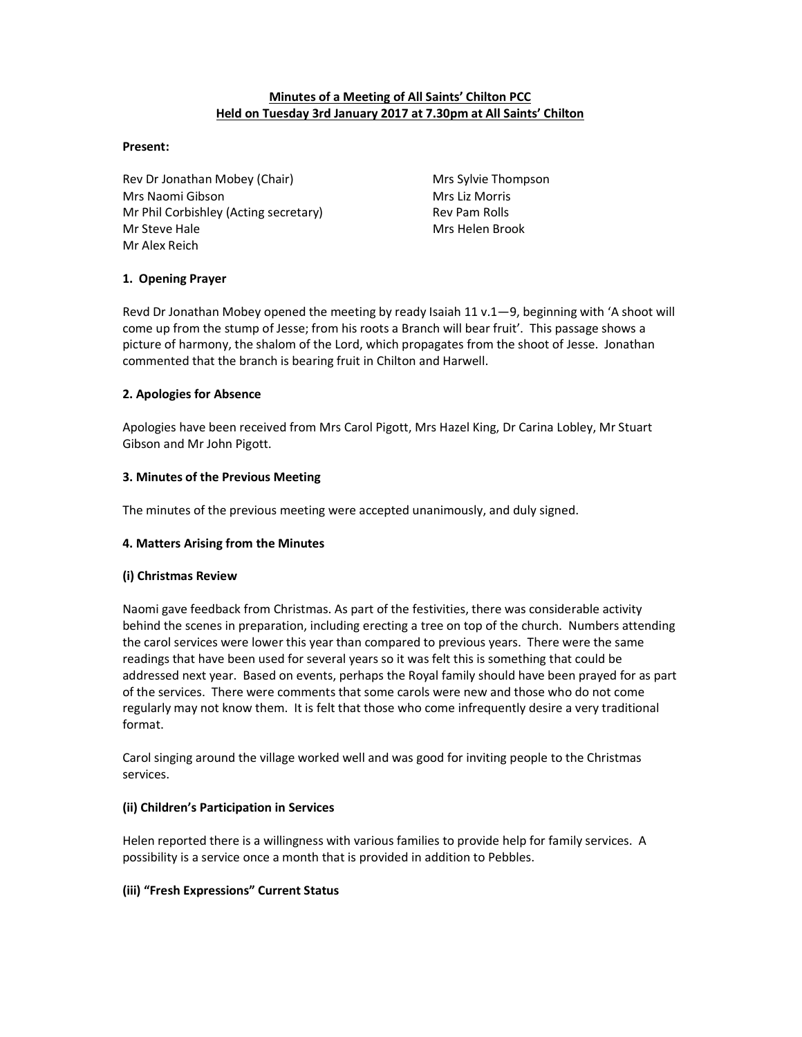**Minutes of a Meeting of All Saints' Chilton PCC**
**Held on Tuesday 3rd January 2017 at 7.30pm at All Saints' Chilton**

**Present:**

Rev Dr Jonathan Mobey (Chair)
Mrs Naomi Gibson
Mr Phil Corbishley (Acting secretary)
Mr Steve Hale
Mr Alex Reich
Mrs Sylvie Thompson
Mrs Liz Morris
Rev Pam Rolls
Mrs Helen Brook

## 1. Opening Prayer

Revd Dr Jonathan Mobey opened the meeting by ready Isaiah 11 v.1—9, beginning with 'A shoot will come up from the stump of Jesse; from his roots a Branch will bear fruit'. This passage shows a picture of harmony, the shalom of the Lord, which propagates from the shoot of Jesse. Jonathan commented that the branch is bearing fruit in Chilton and Harwell.

## 2. Apologies for Absence

Apologies have been received from Mrs Carol Pigott, Mrs Hazel King, Dr Carina Lobley, Mr Stuart Gibson and Mr John Pigott.

## 3. Minutes of the Previous Meeting

The minutes of the previous meeting were accepted unanimously, and duly signed.

## 4. Matters Arising from the Minutes

### (i) Christmas Review

Naomi gave feedback from Christmas. As part of the festivities, there was considerable activity behind the scenes in preparation, including erecting a tree on top of the church. Numbers attending the carol services were lower this year than compared to previous years. There were the same readings that have been used for several years so it was felt this is something that could be addressed next year. Based on events, perhaps the Royal family should have been prayed for as part of the services. There were comments that some carols were new and those who do not come regularly may not know them. It is felt that those who come infrequently desire a very traditional format.

Carol singing around the village worked well and was good for inviting people to the Christmas services.

### (ii) Children's Participation in Services

Helen reported there is a willingness with various families to provide help for family services. A possibility is a service once a month that is provided in addition to Pebbles.

### (iii) "Fresh Expressions" Current Status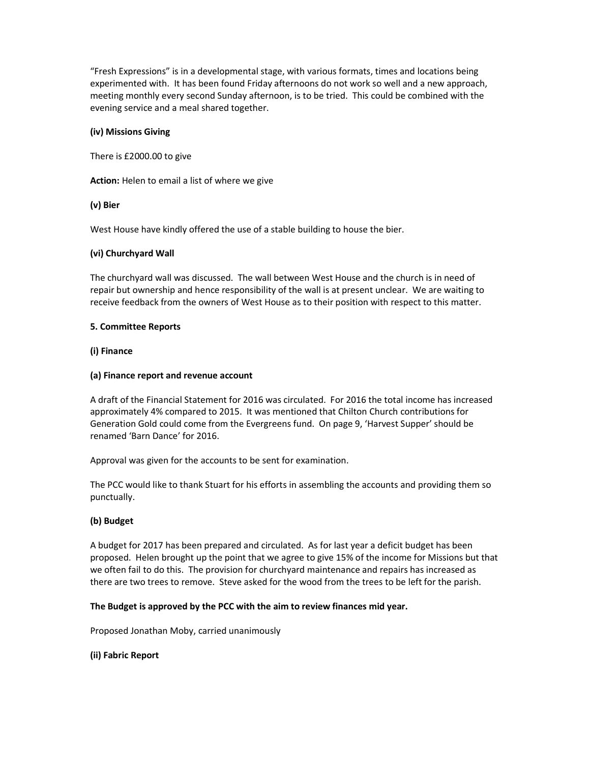“Fresh Expressions” is in a developmental stage, with various formats, times and locations being experimented with. It has been found Friday afternoons do not work so well and a new approach, meeting monthly every second Sunday afternoon, is to be tried. This could be combined with the evening service and a meal shared together.

**(iv) Missions Giving**

There is £2000.00 to give

**Action:** Helen to email a list of where we give

**(v) Bier**

West House have kindly offered the use of a stable building to house the bier.

**(vi) Churchyard Wall**

The churchyard wall was discussed. The wall between West House and the church is in need of repair but ownership and hence responsibility of the wall is at present unclear. We are waiting to receive feedback from the owners of West House as to their position with respect to this matter.

**5. Committee Reports**

**(i) Finance**

**(a) Finance report and revenue account**

A draft of the Financial Statement for 2016 was circulated. For 2016 the total income has increased approximately 4% compared to 2015. It was mentioned that Chilton Church contributions for Generation Gold could come from the Evergreens fund. On page 9, ‘Harvest Supper’ should be renamed ‘Barn Dance’ for 2016.

Approval was given for the accounts to be sent for examination.

The PCC would like to thank Stuart for his efforts in assembling the accounts and providing them so punctually.

**(b) Budget**

A budget for 2017 has been prepared and circulated. As for last year a deficit budget has been proposed. Helen brought up the point that we agree to give 15% of the income for Missions but that we often fail to do this. The provision for churchyard maintenance and repairs has increased as there are two trees to remove. Steve asked for the wood from the trees to be left for the parish.

**The Budget is approved by the PCC with the aim to review finances mid year.**

Proposed Jonathan Moby, carried unanimously

**(ii) Fabric Report**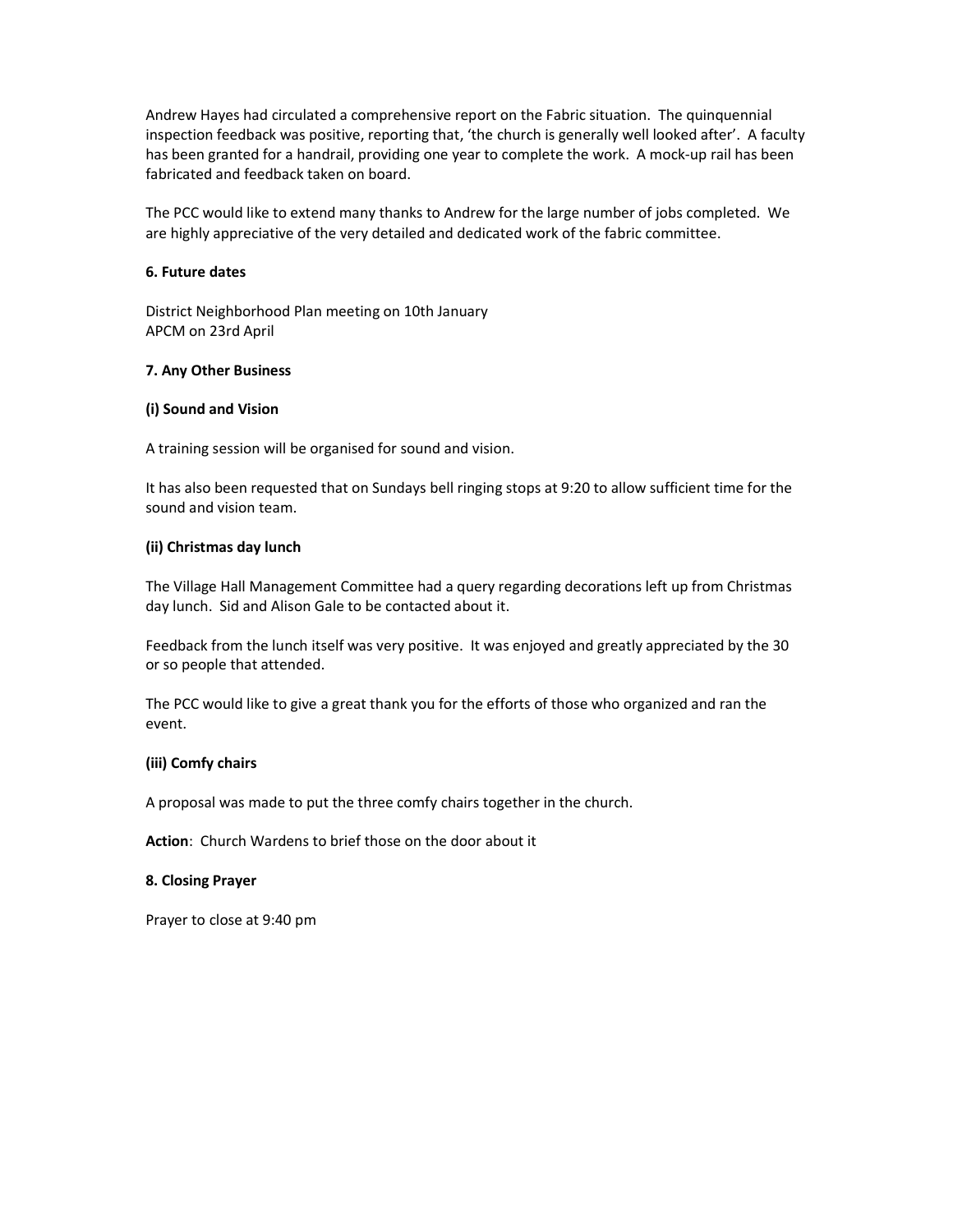Andrew Hayes had circulated a comprehensive report on the Fabric situation. The quinquennial inspection feedback was positive, reporting that, 'the church is generally well looked after'. A faculty has been granted for a handrail, providing one year to complete the work. A mock-up rail has been fabricated and feedback taken on board.

The PCC would like to extend many thanks to Andrew for the large number of jobs completed. We are highly appreciative of the very detailed and dedicated work of the fabric committee.

**6. Future dates**

District Neighborhood Plan meeting on 10th January
APCM on 23rd April

**7. Any Other Business**

**(i) Sound and Vision**

A training session will be organised for sound and vision.

It has also been requested that on Sundays bell ringing stops at 9:20 to allow sufficient time for the sound and vision team.

**(ii) Christmas day lunch**

The Village Hall Management Committee had a query regarding decorations left up from Christmas day lunch. Sid and Alison Gale to be contacted about it.

Feedback from the lunch itself was very positive. It was enjoyed and greatly appreciated by the 30 or so people that attended.

The PCC would like to give a great thank you for the efforts of those who organized and ran the event.

**(iii) Comfy chairs**

A proposal was made to put the three comfy chairs together in the church.

**Action**: Church Wardens to brief those on the door about it

**8. Closing Prayer**

Prayer to close at 9:40 pm